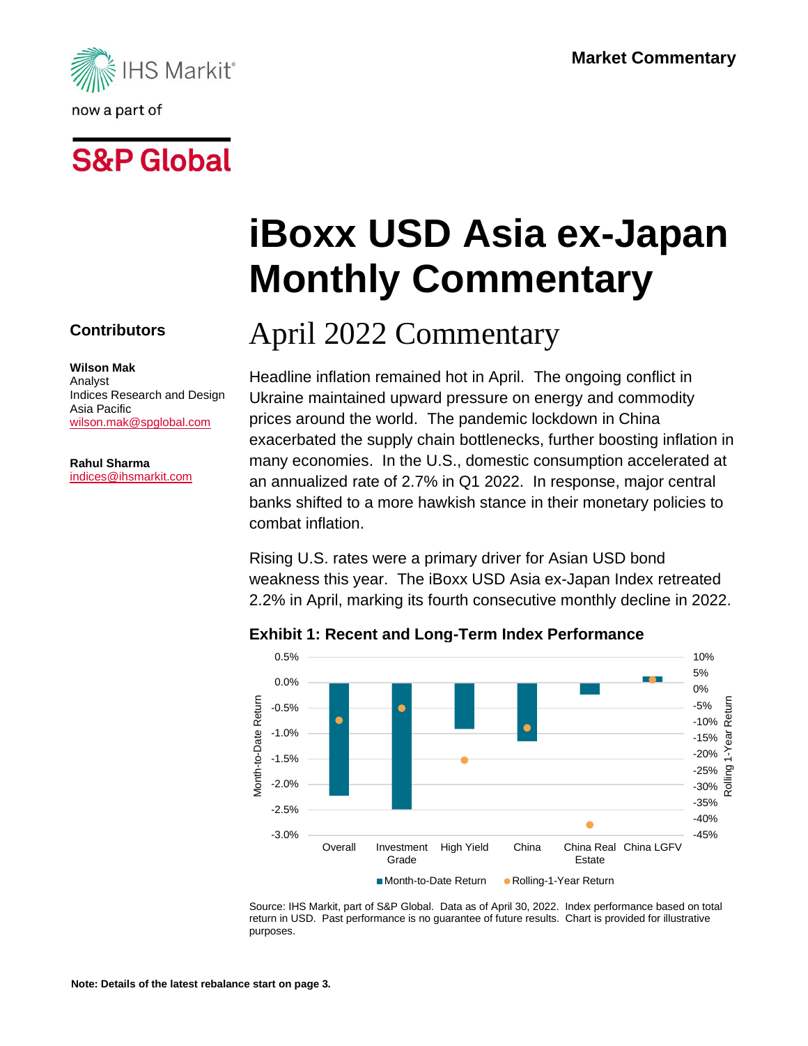IHS Markit

now a part of

S&P Global

Market Commentary

# iBoxx USD Asia ex-Japan Monthly Commentary

## April 2022 Commentary

**Contributors**

**Wilson Mak**
Analyst
Indices Research and Design
Asia Pacific
wilson.mak@spglobal.com

**Rahul Sharma**
indices@ihsmarkit.com

Headline inflation remained hot in April. The ongoing conflict in Ukraine maintained upward pressure on energy and commodity prices around the world. The pandemic lockdown in China exacerbated the supply chain bottlenecks, further boosting inflation in many economies. In the U.S., domestic consumption accelerated at an annualized rate of 2.7% in Q1 2022. In response, major central banks shifted to a more hawkish stance in their monetary policies to combat inflation.

Rising U.S. rates were a primary driver for Asian USD bond weakness this year. The iBoxx USD Asia ex-Japan Index retreated 2.2% in April, marking its fourth consecutive monthly decline in 2022.

**Exhibit 1: Recent and Long-Term Index Performance**

Source: IHS Markit, part of S&P Global. Data as of April 30, 2022. Index performance based on total return in USD. Past performance is no guarantee of future results. Chart is provided for illustrative purposes.

**Note: Details of the latest rebalance start on page 3.**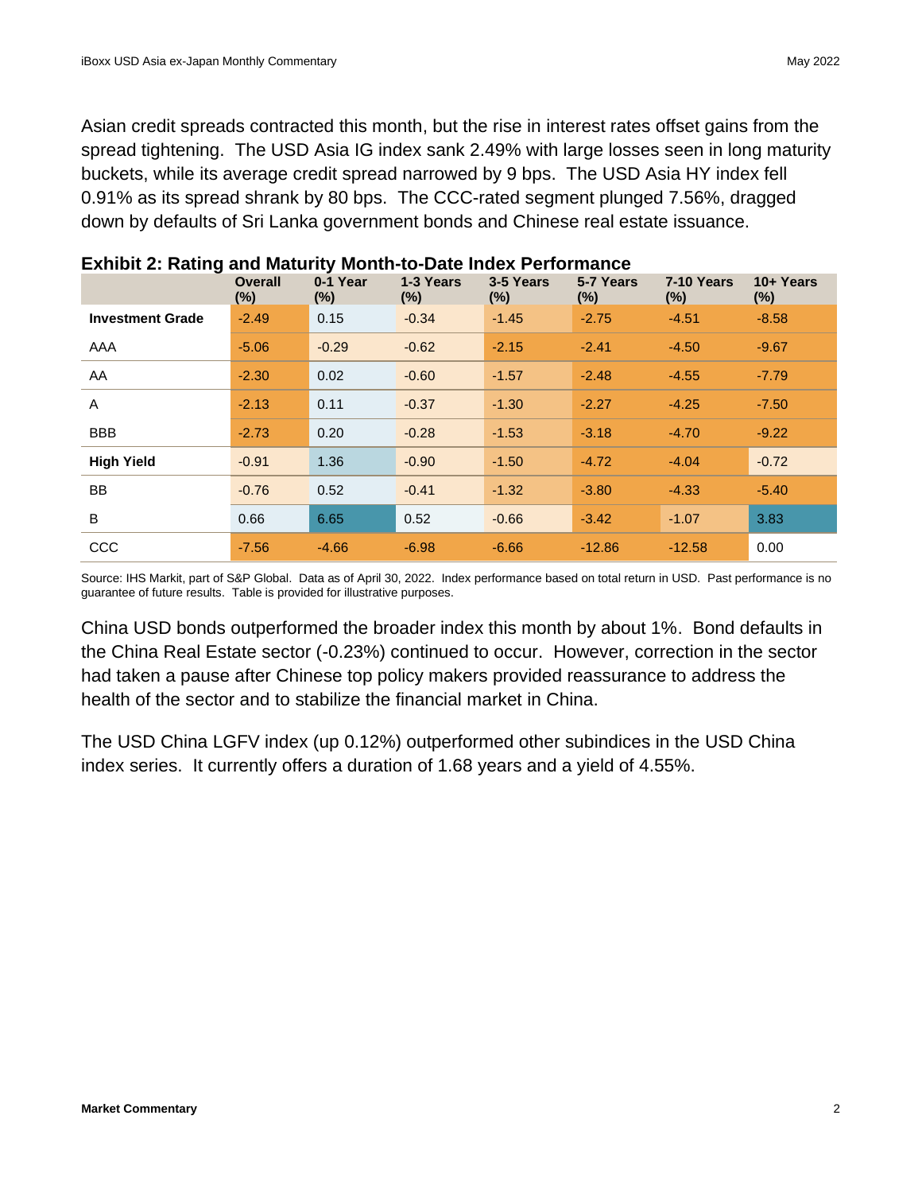Asian credit spreads contracted this month, but the rise in interest rates offset gains from the spread tightening. The USD Asia IG index sank 2.49% with large losses seen in long maturity buckets, while its average credit spread narrowed by 9 bps. The USD Asia HY index fell 0.91% as its spread shrank by 80 bps. The CCC-rated segment plunged 7.56%, dragged down by defaults of Sri Lanka government bonds and Chinese real estate issuance.

**Exhibit 2: Rating and Maturity Month-to-Date Index Performance**

| | Overall (%) | 0-1 Year (%) | 1-3 Years (%) | 3-5 Years (%) | 5-7 Years (%) | 7-10 Years (%) | 10+ Years (%) |
|---|---|---|---|---|---|---|---|
| **Investment Grade** | -2.49 | 0.15 | -0.34 | -1.45 | -2.75 | -4.51 | -8.58 |
| AAA | -5.06 | -0.29 | -0.62 | -2.15 | -2.41 | -4.50 | -9.67 |
| AA | -2.30 | 0.02 | -0.60 | -1.57 | -2.48 | -4.55 | -7.79 |
| A | -2.13 | 0.11 | -0.37 | -1.30 | -2.27 | -4.25 | -7.50 |
| BBB | -2.73 | 0.20 | -0.28 | -1.53 | -3.18 | -4.70 | -9.22 |
| **High Yield** | -0.91 | 1.36 | -0.90 | -1.50 | -4.72 | -4.04 | -0.72 |
| BB | -0.76 | 0.52 | -0.41 | -1.32 | -3.80 | -4.33 | -5.40 |
| B | 0.66 | 6.65 | 0.52 | -0.66 | -3.42 | -1.07 | 3.83 |
| CCC | -7.56 | -4.66 | -6.98 | -6.66 | -12.86 | -12.58 | 0.00 |

Source: IHS Markit, part of S&P Global. Data as of April 30, 2022. Index performance based on total return in USD. Past performance is no guarantee of future results. Table is provided for illustrative purposes.

China USD bonds outperformed the broader index this month by about 1%. Bond defaults in the China Real Estate sector (-0.23%) continued to occur. However, correction in the sector had taken a pause after Chinese top policy makers provided reassurance to address the health of the sector and to stabilize the financial market in China.

The USD China LGFV index (up 0.12%) outperformed other subindices in the USD China index series. It currently offers a duration of 1.68 years and a yield of 4.55%.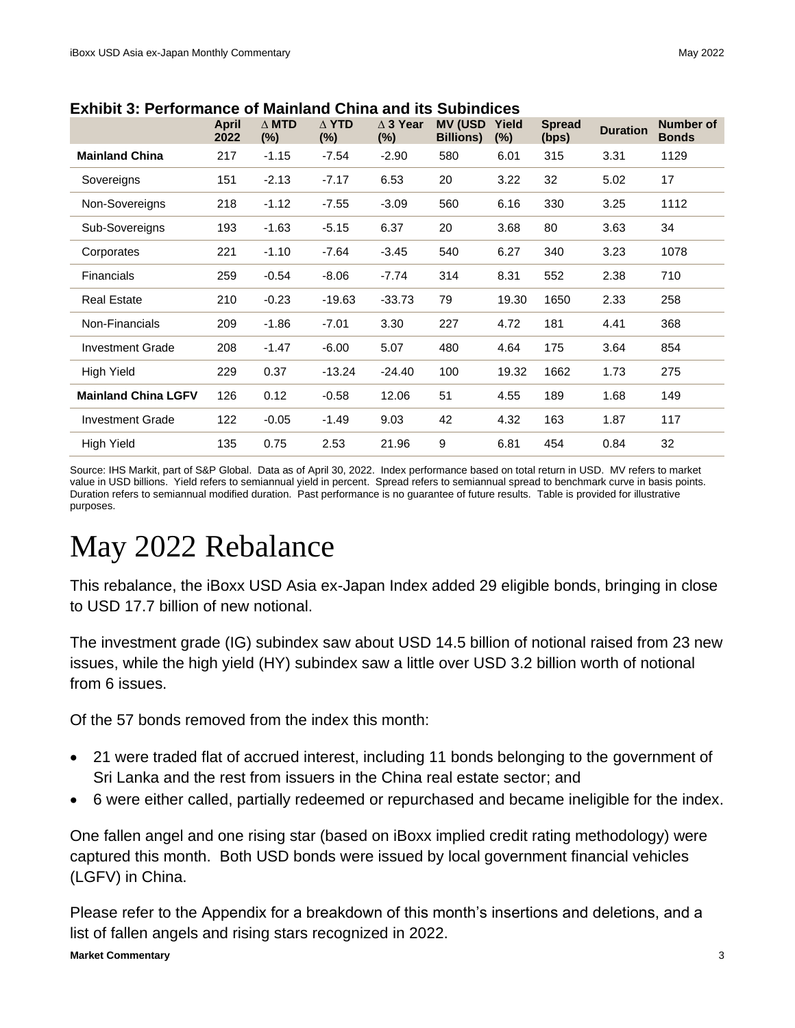**Exhibit 3: Performance of Mainland China and its Subindices**

| | April 2022 | ∆ MTD (%) | ∆ YTD (%) | ∆ 3 Year (%) | MV (USD Billions) | Yield (%) | Spread (bps) | Duration | Number of Bonds |
|---|---|---|---|---|---|---|---|---|---|
| **Mainland China** | 217 | -1.15 | -7.54 | -2.90 | 580 | 6.01 | 315 | 3.31 | 1129 |
| Sovereigns | 151 | -2.13 | -7.17 | 6.53 | 20 | 3.22 | 32 | 5.02 | 17 |
| Non-Sovereigns | 218 | -1.12 | -7.55 | -3.09 | 560 | 6.16 | 330 | 3.25 | 1112 |
| Sub-Sovereigns | 193 | -1.63 | -5.15 | 6.37 | 20 | 3.68 | 80 | 3.63 | 34 |
| Corporates | 221 | -1.10 | -7.64 | -3.45 | 540 | 6.27 | 340 | 3.23 | 1078 |
| Financials | 259 | -0.54 | -8.06 | -7.74 | 314 | 8.31 | 552 | 2.38 | 710 |
| Real Estate | 210 | -0.23 | -19.63 | -33.73 | 79 | 19.30 | 1650 | 2.33 | 258 |
| Non-Financials | 209 | -1.86 | -7.01 | 3.30 | 227 | 4.72 | 181 | 4.41 | 368 |
| Investment Grade | 208 | -1.47 | -6.00 | 5.07 | 480 | 4.64 | 175 | 3.64 | 854 |
| High Yield | 229 | 0.37 | -13.24 | -24.40 | 100 | 19.32 | 1662 | 1.73 | 275 |
| **Mainland China LGFV** | 126 | 0.12 | -0.58 | 12.06 | 51 | 4.55 | 189 | 1.68 | 149 |
| Investment Grade | 122 | -0.05 | -1.49 | 9.03 | 42 | 4.32 | 163 | 1.87 | 117 |
| High Yield | 135 | 0.75 | 2.53 | 21.96 | 9 | 6.81 | 454 | 0.84 | 32 |

Source: IHS Markit, part of S&P Global. Data as of April 30, 2022. Index performance based on total return in USD. MV refers to market value in USD billions. Yield refers to semiannual yield in percent. Spread refers to semiannual spread to benchmark curve in basis points. Duration refers to semiannual modified duration. Past performance is no guarantee of future results. Table is provided for illustrative purposes.

# May 2022 Rebalance

This rebalance, the iBoxx USD Asia ex-Japan Index added 29 eligible bonds, bringing in close to USD 17.7 billion of new notional.

The investment grade (IG) subindex saw about USD 14.5 billion of notional raised from 23 new issues, while the high yield (HY) subindex saw a little over USD 3.2 billion worth of notional from 6 issues.

Of the 57 bonds removed from the index this month:

- 21 were traded flat of accrued interest, including 11 bonds belonging to the government of Sri Lanka and the rest from issuers in the China real estate sector; and
- 6 were either called, partially redeemed or repurchased and became ineligible for the index.

One fallen angel and one rising star (based on iBoxx implied credit rating methodology) were captured this month. Both USD bonds were issued by local government financial vehicles (LGFV) in China.

Please refer to the Appendix for a breakdown of this month's insertions and deletions, and a list of fallen angels and rising stars recognized in 2022.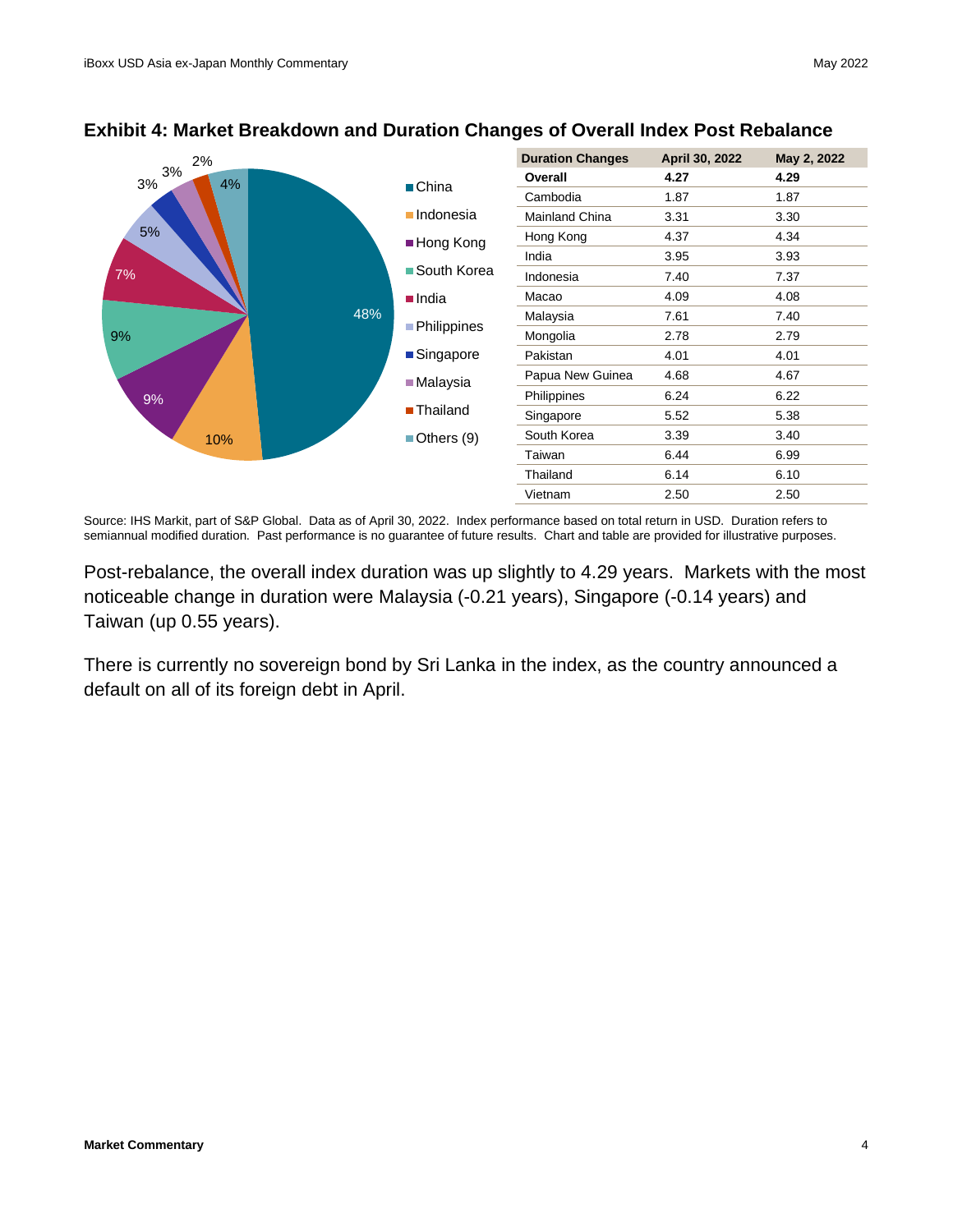## Exhibit 4: Market Breakdown and Duration Changes of Overall Index Post Rebalance

| Duration Changes | April 30, 2022 | May 2, 2022 |
|---|---|---|
| **Overall** | **4.27** | **4.29** |
| Cambodia | 1.87 | 1.87 |
| Mainland China | 3.31 | 3.30 |
| Hong Kong | 4.37 | 4.34 |
| India | 3.95 | 3.93 |
| Indonesia | 7.40 | 7.37 |
| Macao | 4.09 | 4.08 |
| Malaysia | 7.61 | 7.40 |
| Mongolia | 2.78 | 2.79 |
| Pakistan | 4.01 | 4.01 |
| Papua New Guinea | 4.68 | 4.67 |
| Philippines | 6.24 | 6.22 |
| Singapore | 5.52 | 5.38 |
| South Korea | 3.39 | 3.40 |
| Taiwan | 6.44 | 6.99 |
| Thailand | 6.14 | 6.10 |
| Vietnam | 2.50 | 2.50 |

Source: IHS Markit, part of S&P Global. Data as of April 30, 2022. Index performance based on total return in USD. Duration refers to semiannual modified duration. Past performance is no guarantee of future results. Chart and table are provided for illustrative purposes.

Post-rebalance, the overall index duration was up slightly to 4.29 years. Markets with the most noticeable change in duration were Malaysia (-0.21 years), Singapore (-0.14 years) and Taiwan (up 0.55 years).

There is currently no sovereign bond by Sri Lanka in the index, as the country announced a default on all of its foreign debt in April.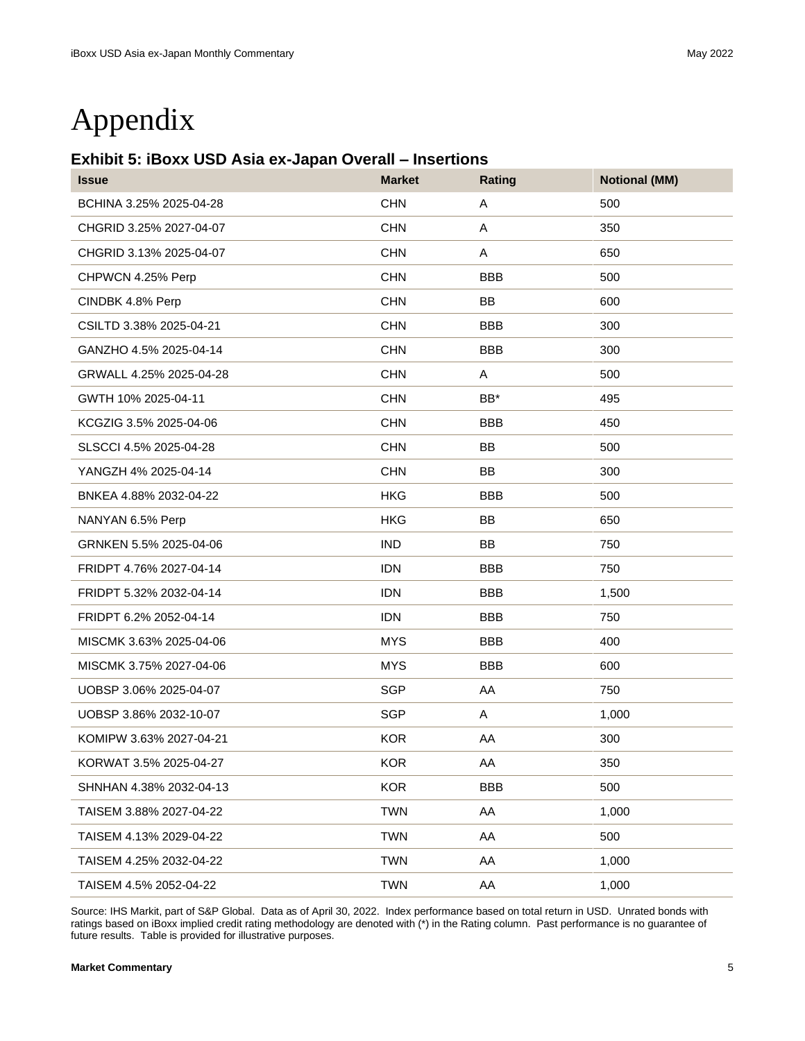# Appendix

### Exhibit 5: iBoxx USD Asia ex-Japan Overall – Insertions

| Issue | Market | Rating | Notional (MM) |
|---|---|---|---|
| BCHINA 3.25% 2025-04-28 | CHN | A | 500 |
| CHGRID 3.25% 2027-04-07 | CHN | A | 350 |
| CHGRID 3.13% 2025-04-07 | CHN | A | 650 |
| CHPWCN 4.25% Perp | CHN | BBB | 500 |
| CINDBK 4.8% Perp | CHN | BB | 600 |
| CSILTD 3.38% 2025-04-21 | CHN | BBB | 300 |
| GANZHO 4.5% 2025-04-14 | CHN | BBB | 300 |
| GRWALL 4.25% 2025-04-28 | CHN | A | 500 |
| GWTH 10% 2025-04-11 | CHN | BB* | 495 |
| KCGZIG 3.5% 2025-04-06 | CHN | BBB | 450 |
| SLSCCI 4.5% 2025-04-28 | CHN | BB | 500 |
| YANGZH 4% 2025-04-14 | CHN | BB | 300 |
| BNKEA 4.88% 2032-04-22 | HKG | BBB | 500 |
| NANYAN 6.5% Perp | HKG | BB | 650 |
| GRNKEN 5.5% 2025-04-06 | IND | BB | 750 |
| FRIDPT 4.76% 2027-04-14 | IDN | BBB | 750 |
| FRIDPT 5.32% 2032-04-14 | IDN | BBB | 1,500 |
| FRIDPT 6.2% 2052-04-14 | IDN | BBB | 750 |
| MISCMK 3.63% 2025-04-06 | MYS | BBB | 400 |
| MISCMK 3.75% 2027-04-06 | MYS | BBB | 600 |
| UOBSP 3.06% 2025-04-07 | SGP | AA | 750 |
| UOBSP 3.86% 2032-10-07 | SGP | A | 1,000 |
| KOMIPW 3.63% 2027-04-21 | KOR | AA | 300 |
| KORWAT 3.5% 2025-04-27 | KOR | AA | 350 |
| SHNHAN 4.38% 2032-04-13 | KOR | BBB | 500 |
| TAISEM 3.88% 2027-04-22 | TWN | AA | 1,000 |
| TAISEM 4.13% 2029-04-22 | TWN | AA | 500 |
| TAISEM 4.25% 2032-04-22 | TWN | AA | 1,000 |
| TAISEM 4.5% 2052-04-22 | TWN | AA | 1,000 |

Source: IHS Markit, part of S&P Global. Data as of April 30, 2022. Index performance based on total return in USD. Unrated bonds with ratings based on iBoxx implied credit rating methodology are denoted with (*) in the Rating column. Past performance is no guarantee of future results. Table is provided for illustrative purposes.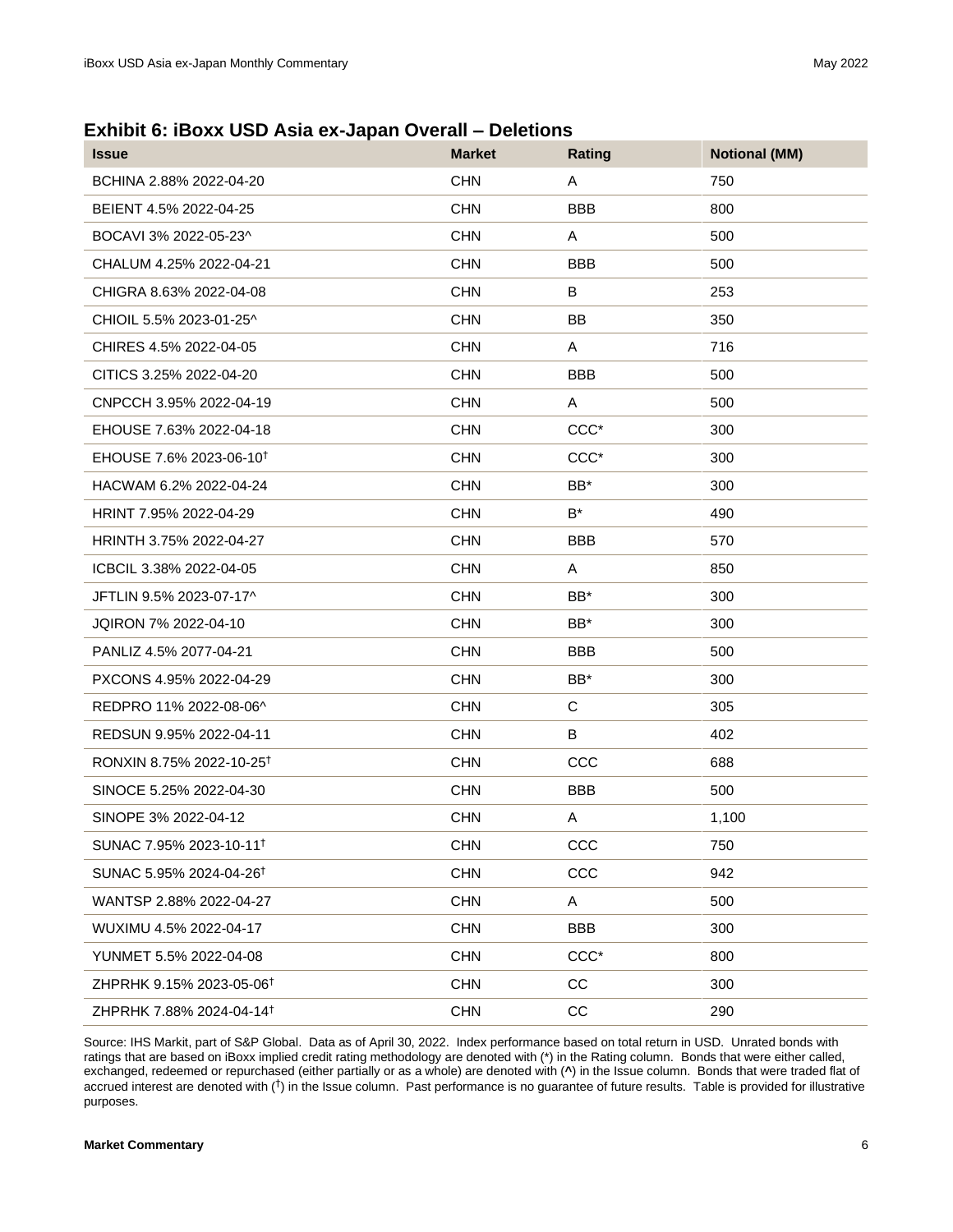### Exhibit 6: iBoxx USD Asia ex-Japan Overall – Deletions

| Issue | Market | Rating | Notional (MM) |
|---|---|---|---|
| BCHINA 2.88% 2022-04-20 | CHN | A | 750 |
| BEIENT 4.5% 2022-04-25 | CHN | BBB | 800 |
| BOCAVI 3% 2022-05-23^ | CHN | A | 500 |
| CHALUM 4.25% 2022-04-21 | CHN | BBB | 500 |
| CHIGRA 8.63% 2022-04-08 | CHN | B | 253 |
| CHIOIL 5.5% 2023-01-25^ | CHN | BB | 350 |
| CHIRES 4.5% 2022-04-05 | CHN | A | 716 |
| CITICS 3.25% 2022-04-20 | CHN | BBB | 500 |
| CNPCCH 3.95% 2022-04-19 | CHN | A | 500 |
| EHOUSE 7.63% 2022-04-18 | CHN | CCC* | 300 |
| EHOUSE 7.6% 2023-06-10† | CHN | CCC* | 300 |
| HACWAM 6.2% 2022-04-24 | CHN | BB* | 300 |
| HRINT 7.95% 2022-04-29 | CHN | B* | 490 |
| HRINTH 3.75% 2022-04-27 | CHN | BBB | 570 |
| ICBCIL 3.38% 2022-04-05 | CHN | A | 850 |
| JFTLIN 9.5% 2023-07-17^ | CHN | BB* | 300 |
| JQIRON 7% 2022-04-10 | CHN | BB* | 300 |
| PANLIZ 4.5% 2077-04-21 | CHN | BBB | 500 |
| PXCONS 4.95% 2022-04-29 | CHN | BB* | 300 |
| REDPRO 11% 2022-08-06^ | CHN | C | 305 |
| REDSUN 9.95% 2022-04-11 | CHN | B | 402 |
| RONXIN 8.75% 2022-10-25† | CHN | CCC | 688 |
| SINOCE 5.25% 2022-04-30 | CHN | BBB | 500 |
| SINOPE 3% 2022-04-12 | CHN | A | 1,100 |
| SUNAC 7.95% 2023-10-11† | CHN | CCC | 750 |
| SUNAC 5.95% 2024-04-26† | CHN | CCC | 942 |
| WANTSP 2.88% 2022-04-27 | CHN | A | 500 |
| WUXIMU 4.5% 2022-04-17 | CHN | BBB | 300 |
| YUNMET 5.5% 2022-04-08 | CHN | CCC* | 800 |
| ZHPRHK 9.15% 2023-05-06† | CHN | CC | 300 |
| ZHPRHK 7.88% 2024-04-14† | CHN | CC | 290 |

Source: IHS Markit, part of S&P Global. Data as of April 30, 2022. Index performance based on total return in USD. Unrated bonds with ratings that are based on iBoxx implied credit rating methodology are denoted with (*) in the Rating column. Bonds that were either called, exchanged, redeemed or repurchased (either partially or as a whole) are denoted with (^) in the Issue column. Bonds that were traded flat of accrued interest are denoted with (†) in the Issue column. Past performance is no guarantee of future results. Table is provided for illustrative purposes.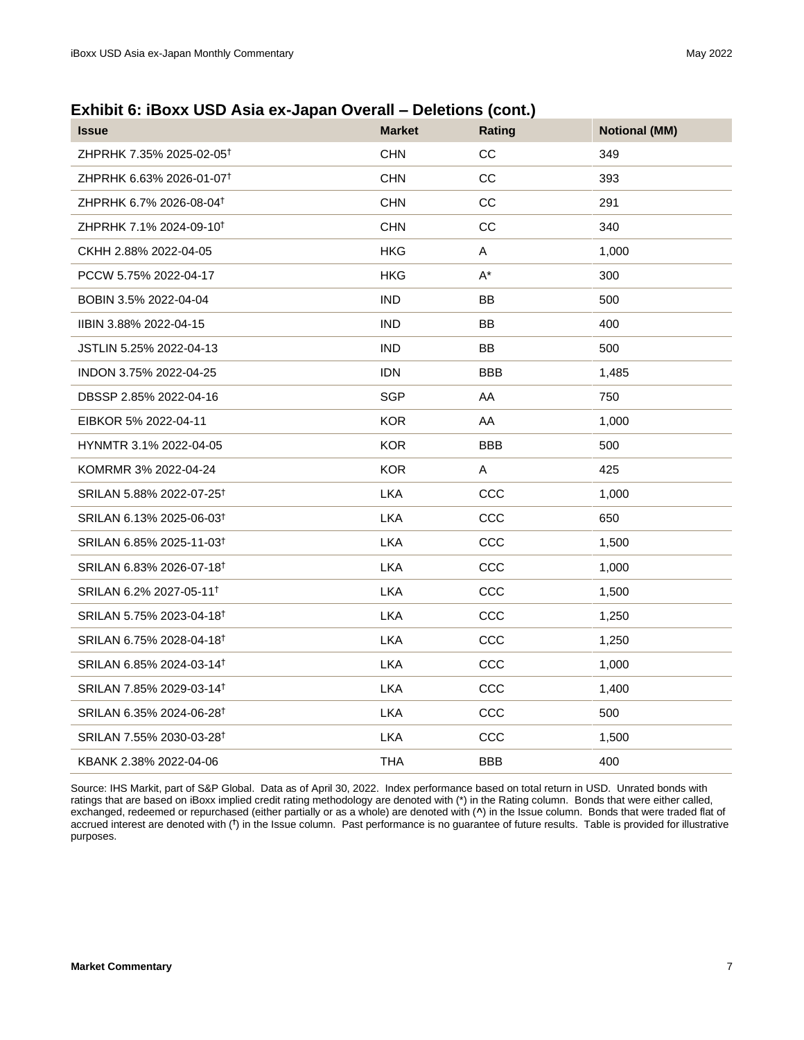## Exhibit 6: iBoxx USD Asia ex-Japan Overall – Deletions (cont.)

| Issue | Market | Rating | Notional (MM) |
|---|---|---|---|
| ZHPRHK 7.35% 2025-02-05† | CHN | CC | 349 |
| ZHPRHK 6.63% 2026-01-07† | CHN | CC | 393 |
| ZHPRHK 6.7% 2026-08-04† | CHN | CC | 291 |
| ZHPRHK 7.1% 2024-09-10† | CHN | CC | 340 |
| CKHH 2.88% 2022-04-05 | HKG | A | 1,000 |
| PCCW 5.75% 2022-04-17 | HKG | A* | 300 |
| BOBIN 3.5% 2022-04-04 | IND | BB | 500 |
| IIBIN 3.88% 2022-04-15 | IND | BB | 400 |
| JSTLIN 5.25% 2022-04-13 | IND | BB | 500 |
| INDON 3.75% 2022-04-25 | IDN | BBB | 1,485 |
| DBSSP 2.85% 2022-04-16 | SGP | AA | 750 |
| EIBKOR 5% 2022-04-11 | KOR | AA | 1,000 |
| HYNMTR 3.1% 2022-04-05 | KOR | BBB | 500 |
| KOMRMR 3% 2022-04-24 | KOR | A | 425 |
| SRILAN 5.88% 2022-07-25† | LKA | CCC | 1,000 |
| SRILAN 6.13% 2025-06-03† | LKA | CCC | 650 |
| SRILAN 6.85% 2025-11-03† | LKA | CCC | 1,500 |
| SRILAN 6.83% 2026-07-18† | LKA | CCC | 1,000 |
| SRILAN 6.2% 2027-05-11† | LKA | CCC | 1,500 |
| SRILAN 5.75% 2023-04-18† | LKA | CCC | 1,250 |
| SRILAN 6.75% 2028-04-18† | LKA | CCC | 1,250 |
| SRILAN 6.85% 2024-03-14† | LKA | CCC | 1,000 |
| SRILAN 7.85% 2029-03-14† | LKA | CCC | 1,400 |
| SRILAN 6.35% 2024-06-28† | LKA | CCC | 500 |
| SRILAN 7.55% 2030-03-28† | LKA | CCC | 1,500 |
| KBANK 2.38% 2022-04-06 | THA | BBB | 400 |

Source: IHS Markit, part of S&P Global. Data as of April 30, 2022. Index performance based on total return in USD. Unrated bonds with ratings that are based on iBoxx implied credit rating methodology are denoted with (*) in the Rating column. Bonds that were either called, exchanged, redeemed or repurchased (either partially or as a whole) are denoted with (^) in the Issue column. Bonds that were traded flat of accrued interest are denoted with (†) in the Issue column. Past performance is no guarantee of future results. Table is provided for illustrative purposes.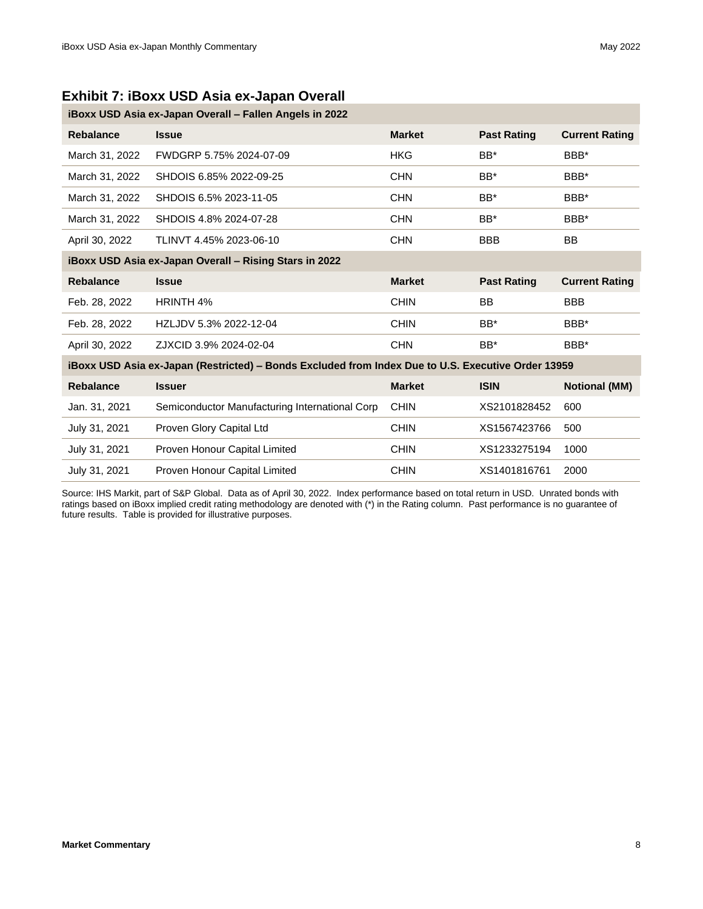## Exhibit 7: iBoxx USD Asia ex-Japan Overall

**iBoxx USD Asia ex-Japan Overall – Fallen Angels in 2022**

| Rebalance | Issue | Market | Past Rating | Current Rating |
|---|---|---|---|---|
| March 31, 2022 | FWDGRP 5.75% 2024-07-09 | HKG | BB* | BBB* |
| March 31, 2022 | SHDOIS 6.85% 2022-09-25 | CHN | BB* | BBB* |
| March 31, 2022 | SHDOIS 6.5% 2023-11-05 | CHN | BB* | BBB* |
| March 31, 2022 | SHDOIS 4.8% 2024-07-28 | CHN | BB* | BBB* |
| April 30, 2022 | TLINVT 4.45% 2023-06-10 | CHN | BBB | BB |

**iBoxx USD Asia ex-Japan Overall – Rising Stars in 2022**

| Rebalance | Issue | Market | Past Rating | Current Rating |
|---|---|---|---|---|
| Feb. 28, 2022 | HRINTH 4% | CHIN | BB | BBB |
| Feb. 28, 2022 | HZLJDV 5.3% 2022-12-04 | CHIN | BB* | BBB* |
| April 30, 2022 | ZJXCID 3.9% 2024-02-04 | CHN | BB* | BBB* |

**iBoxx USD Asia ex-Japan (Restricted) – Bonds Excluded from Index Due to U.S. Executive Order 13959**

| Rebalance | Issuer | Market | ISIN | Notional (MM) |
|---|---|---|---|---|
| Jan. 31, 2021 | Semiconductor Manufacturing International Corp | CHIN | XS2101828452 | 600 |
| July 31, 2021 | Proven Glory Capital Ltd | CHIN | XS1567423766 | 500 |
| July 31, 2021 | Proven Honour Capital Limited | CHIN | XS1233275194 | 1000 |
| July 31, 2021 | Proven Honour Capital Limited | CHIN | XS1401816761 | 2000 |

Source: IHS Markit, part of S&P Global. Data as of April 30, 2022. Index performance based on total return in USD. Unrated bonds with ratings based on iBoxx implied credit rating methodology are denoted with (*) in the Rating column. Past performance is no guarantee of future results. Table is provided for illustrative purposes.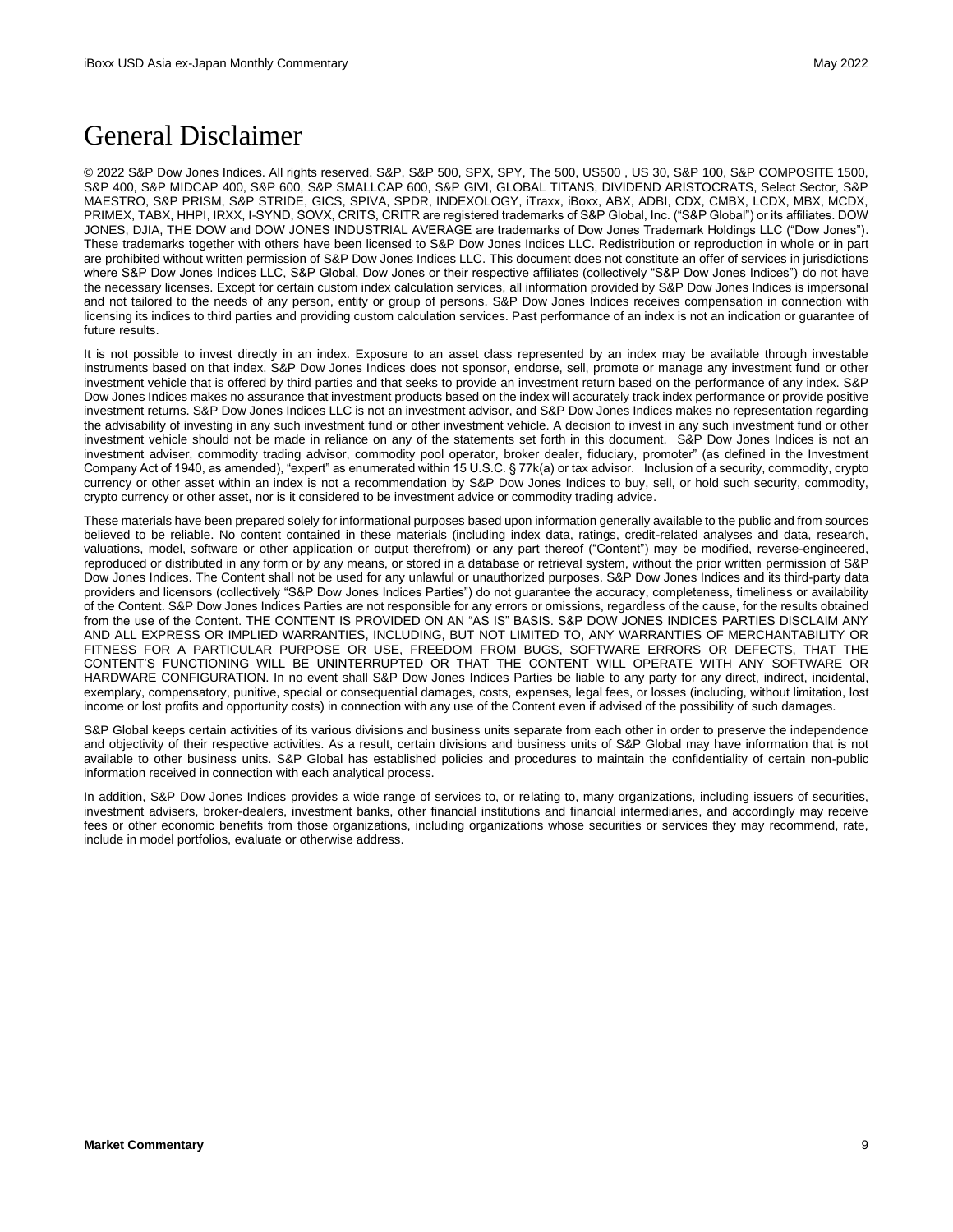# General Disclaimer

© 2022 S&P Dow Jones Indices. All rights reserved. S&P, S&P 500, SPX, SPY, The 500, US500 , US 30, S&P 100, S&P COMPOSITE 1500, S&P 400, S&P MIDCAP 400, S&P 600, S&P SMALLCAP 600, S&P GIVI, GLOBAL TITANS, DIVIDEND ARISTOCRATS, Select Sector, S&P MAESTRO, S&P PRISM, S&P STRIDE, GICS, SPIVA, SPDR, INDEXOLOGY, iTraxx, iBoxx, ABX, ADBI, CDX, CMBX, LCDX, MBX, MCDX, PRIMEX, TABX, HHPI, IRXX, I-SYND, SOVX, CRITS, CRITR are registered trademarks of S&P Global, Inc. ("S&P Global") or its affiliates. DOW JONES, DJIA, THE DOW and DOW JONES INDUSTRIAL AVERAGE are trademarks of Dow Jones Trademark Holdings LLC ("Dow Jones"). These trademarks together with others have been licensed to S&P Dow Jones Indices LLC. Redistribution or reproduction in whole or in part are prohibited without written permission of S&P Dow Jones Indices LLC. This document does not constitute an offer of services in jurisdictions where S&P Dow Jones Indices LLC, S&P Global, Dow Jones or their respective affiliates (collectively "S&P Dow Jones Indices") do not have the necessary licenses. Except for certain custom index calculation services, all information provided by S&P Dow Jones Indices is impersonal and not tailored to the needs of any person, entity or group of persons. S&P Dow Jones Indices receives compensation in connection with licensing its indices to third parties and providing custom calculation services. Past performance of an index is not an indication or guarantee of future results.

It is not possible to invest directly in an index. Exposure to an asset class represented by an index may be available through investable instruments based on that index. S&P Dow Jones Indices does not sponsor, endorse, sell, promote or manage any investment fund or other investment vehicle that is offered by third parties and that seeks to provide an investment return based on the performance of any index. S&P Dow Jones Indices makes no assurance that investment products based on the index will accurately track index performance or provide positive investment returns. S&P Dow Jones Indices LLC is not an investment advisor, and S&P Dow Jones Indices makes no representation regarding the advisability of investing in any such investment fund or other investment vehicle. A decision to invest in any such investment fund or other investment vehicle should not be made in reliance on any of the statements set forth in this document. S&P Dow Jones Indices is not an investment adviser, commodity trading advisor, commodity pool operator, broker dealer, fiduciary, promoter" (as defined in the Investment Company Act of 1940, as amended), "expert" as enumerated within 15 U.S.C. § 77k(a) or tax advisor. Inclusion of a security, commodity, crypto currency or other asset within an index is not a recommendation by S&P Dow Jones Indices to buy, sell, or hold such security, commodity, crypto currency or other asset, nor is it considered to be investment advice or commodity trading advice.

These materials have been prepared solely for informational purposes based upon information generally available to the public and from sources believed to be reliable. No content contained in these materials (including index data, ratings, credit-related analyses and data, research, valuations, model, software or other application or output therefrom) or any part thereof ("Content") may be modified, reverse-engineered, reproduced or distributed in any form or by any means, or stored in a database or retrieval system, without the prior written permission of S&P Dow Jones Indices. The Content shall not be used for any unlawful or unauthorized purposes. S&P Dow Jones Indices and its third-party data providers and licensors (collectively "S&P Dow Jones Indices Parties") do not guarantee the accuracy, completeness, timeliness or availability of the Content. S&P Dow Jones Indices Parties are not responsible for any errors or omissions, regardless of the cause, for the results obtained from the use of the Content. THE CONTENT IS PROVIDED ON AN "AS IS" BASIS. S&P DOW JONES INDICES PARTIES DISCLAIM ANY AND ALL EXPRESS OR IMPLIED WARRANTIES, INCLUDING, BUT NOT LIMITED TO, ANY WARRANTIES OF MERCHANTABILITY OR FITNESS FOR A PARTICULAR PURPOSE OR USE, FREEDOM FROM BUGS, SOFTWARE ERRORS OR DEFECTS, THAT THE CONTENT'S FUNCTIONING WILL BE UNINTERRUPTED OR THAT THE CONTENT WILL OPERATE WITH ANY SOFTWARE OR HARDWARE CONFIGURATION. In no event shall S&P Dow Jones Indices Parties be liable to any party for any direct, indirect, incidental, exemplary, compensatory, punitive, special or consequential damages, costs, expenses, legal fees, or losses (including, without limitation, lost income or lost profits and opportunity costs) in connection with any use of the Content even if advised of the possibility of such damages.

S&P Global keeps certain activities of its various divisions and business units separate from each other in order to preserve the independence and objectivity of their respective activities. As a result, certain divisions and business units of S&P Global may have information that is not available to other business units. S&P Global has established policies and procedures to maintain the confidentiality of certain non-public information received in connection with each analytical process.

In addition, S&P Dow Jones Indices provides a wide range of services to, or relating to, many organizations, including issuers of securities, investment advisers, broker-dealers, investment banks, other financial institutions and financial intermediaries, and accordingly may receive fees or other economic benefits from those organizations, including organizations whose securities or services they may recommend, rate, include in model portfolios, evaluate or otherwise address.